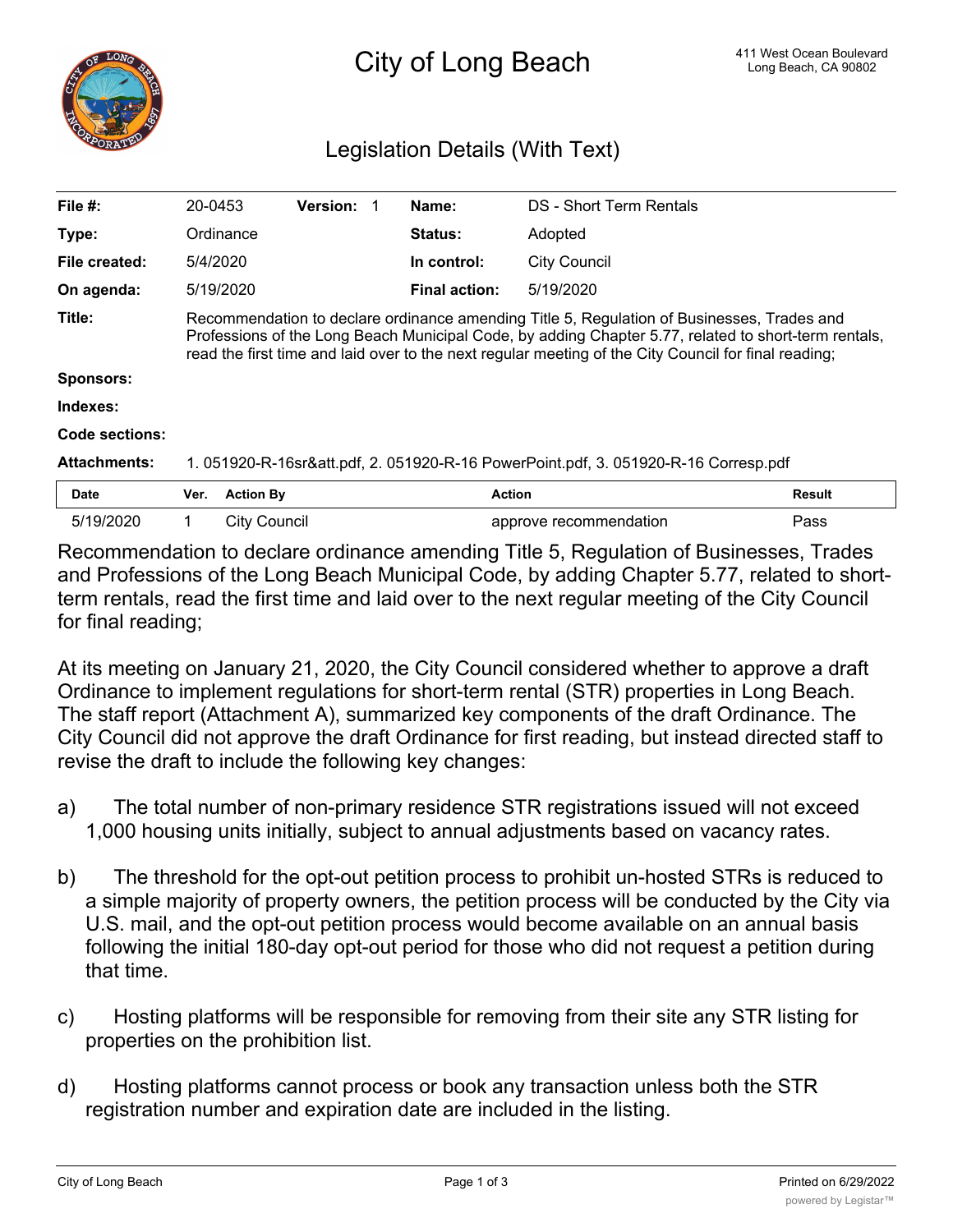# City of Long Beach

411 West Ocean Boulevard
Long Beach, CA 90802

## Legislation Details (With Text)

| | | | | | |
|---|---|---|---|---|---|
| **File #:** | 20-0453 | **Version:** 1 | **Name:** | DS - Short Term Rentals | |
| **Type:** | Ordinance | | **Status:** | Adopted | |
| **File created:** | 5/4/2020 | | **In control:** | City Council | |
| **On agenda:** | 5/19/2020 | | **Final action:** | 5/19/2020 | |

**Title:** Recommendation to declare ordinance amending Title 5, Regulation of Businesses, Trades and Professions of the Long Beach Municipal Code, by adding Chapter 5.77, related to short-term rentals, read the first time and laid over to the next regular meeting of the City Council for final reading;

**Sponsors:**

**Indexes:**

**Code sections:**

**Attachments:** 1. 051920-R-16sr&att.pdf, 2. 051920-R-16 PowerPoint.pdf, 3. 051920-R-16 Corresp.pdf

| Date | Ver. | Action By | Action | Result |
|---|---|---|---|---|
| 5/19/2020 | 1 | City Council | approve recommendation | Pass |

Recommendation to declare ordinance amending Title 5, Regulation of Businesses, Trades and Professions of the Long Beach Municipal Code, by adding Chapter 5.77, related to short-term rentals, read the first time and laid over to the next regular meeting of the City Council for final reading;

At its meeting on January 21, 2020, the City Council considered whether to approve a draft Ordinance to implement regulations for short-term rental (STR) properties in Long Beach. The staff report (Attachment A), summarized key components of the draft Ordinance. The City Council did not approve the draft Ordinance for first reading, but instead directed staff to revise the draft to include the following key changes:

a) The total number of non-primary residence STR registrations issued will not exceed 1,000 housing units initially, subject to annual adjustments based on vacancy rates.

b) The threshold for the opt-out petition process to prohibit un-hosted STRs is reduced to a simple majority of property owners, the petition process will be conducted by the City via U.S. mail, and the opt-out petition process would become available on an annual basis following the initial 180-day opt-out period for those who did not request a petition during that time.

c) Hosting platforms will be responsible for removing from their site any STR listing for properties on the prohibition list.

d) Hosting platforms cannot process or book any transaction unless both the STR registration number and expiration date are included in the listing.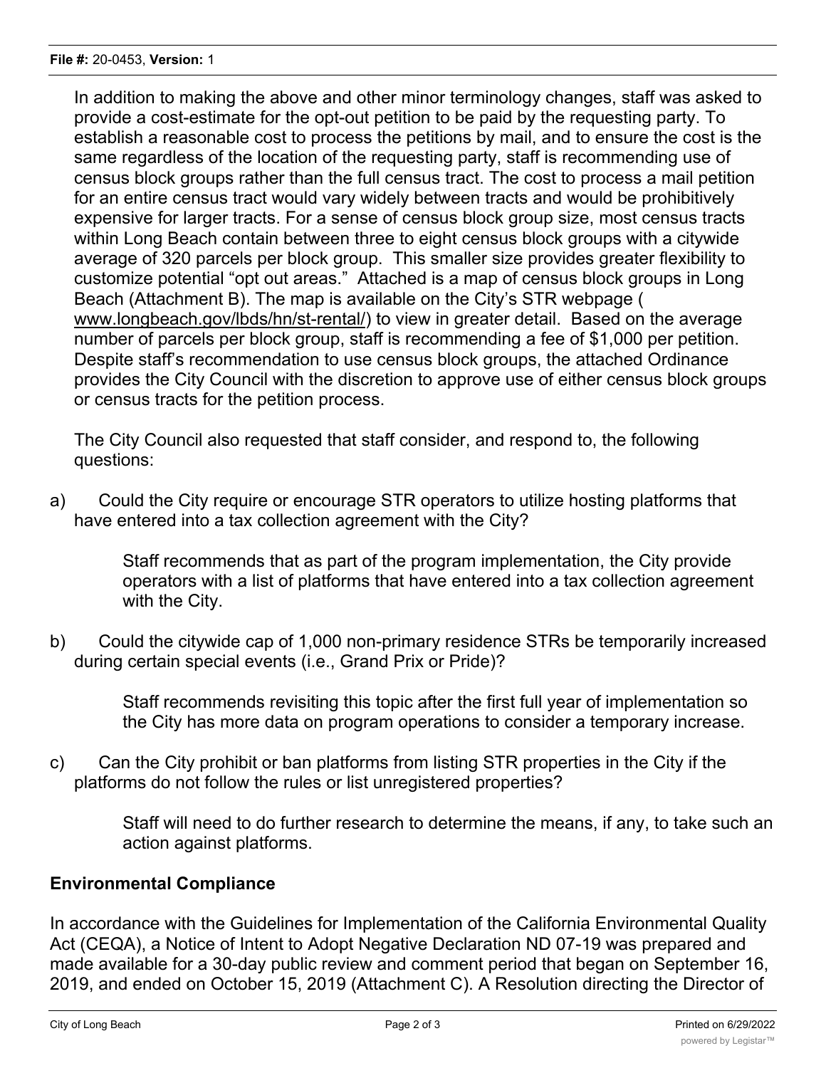In addition to making the above and other minor terminology changes, staff was asked to provide a cost-estimate for the opt-out petition to be paid by the requesting party. To establish a reasonable cost to process the petitions by mail, and to ensure the cost is the same regardless of the location of the requesting party, staff is recommending use of census block groups rather than the full census tract. The cost to process a mail petition for an entire census tract would vary widely between tracts and would be prohibitively expensive for larger tracts. For a sense of census block group size, most census tracts within Long Beach contain between three to eight census block groups with a citywide average of 320 parcels per block group. This smaller size provides greater flexibility to customize potential "opt out areas." Attached is a map of census block groups in Long Beach (Attachment B). The map is available on the City's STR webpage ( www.longbeach.gov/lbds/hn/st-rental/) to view in greater detail. Based on the average number of parcels per block group, staff is recommending a fee of $1,000 per petition. Despite staff's recommendation to use census block groups, the attached Ordinance provides the City Council with the discretion to approve use of either census block groups or census tracts for the petition process.

The City Council also requested that staff consider, and respond to, the following questions:

a) Could the City require or encourage STR operators to utilize hosting platforms that have entered into a tax collection agreement with the City?

> Staff recommends that as part of the program implementation, the City provide operators with a list of platforms that have entered into a tax collection agreement with the City.

b) Could the citywide cap of 1,000 non-primary residence STRs be temporarily increased during certain special events (i.e., Grand Prix or Pride)?

> Staff recommends revisiting this topic after the first full year of implementation so the City has more data on program operations to consider a temporary increase.

c) Can the City prohibit or ban platforms from listing STR properties in the City if the platforms do not follow the rules or list unregistered properties?

> Staff will need to do further research to determine the means, if any, to take such an action against platforms.

## Environmental Compliance

In accordance with the Guidelines for Implementation of the California Environmental Quality Act (CEQA), a Notice of Intent to Adopt Negative Declaration ND 07-19 was prepared and made available for a 30-day public review and comment period that began on September 16, 2019, and ended on October 15, 2019 (Attachment C). A Resolution directing the Director of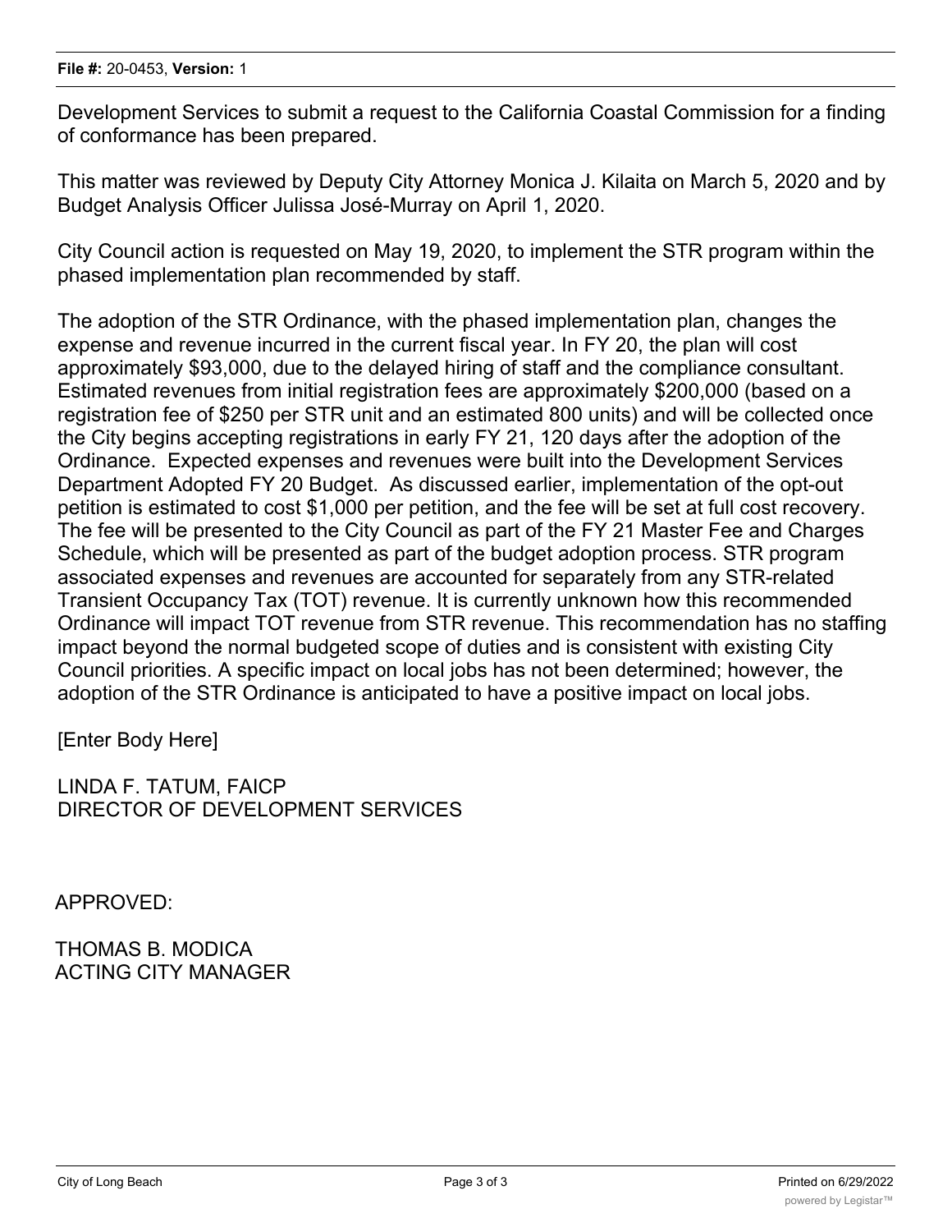Development Services to submit a request to the California Coastal Commission for a finding of conformance has been prepared.

This matter was reviewed by Deputy City Attorney Monica J. Kilaita on March 5, 2020 and by Budget Analysis Officer Julissa José-Murray on April 1, 2020.

City Council action is requested on May 19, 2020, to implement the STR program within the phased implementation plan recommended by staff.

The adoption of the STR Ordinance, with the phased implementation plan, changes the expense and revenue incurred in the current fiscal year. In FY 20, the plan will cost approximately $93,000, due to the delayed hiring of staff and the compliance consultant. Estimated revenues from initial registration fees are approximately $200,000 (based on a registration fee of $250 per STR unit and an estimated 800 units) and will be collected once the City begins accepting registrations in early FY 21, 120 days after the adoption of the Ordinance. Expected expenses and revenues were built into the Development Services Department Adopted FY 20 Budget. As discussed earlier, implementation of the opt-out petition is estimated to cost $1,000 per petition, and the fee will be set at full cost recovery. The fee will be presented to the City Council as part of the FY 21 Master Fee and Charges Schedule, which will be presented as part of the budget adoption process. STR program associated expenses and revenues are accounted for separately from any STR-related Transient Occupancy Tax (TOT) revenue. It is currently unknown how this recommended Ordinance will impact TOT revenue from STR revenue. This recommendation has no staffing impact beyond the normal budgeted scope of duties and is consistent with existing City Council priorities. A specific impact on local jobs has not been determined; however, the adoption of the STR Ordinance is anticipated to have a positive impact on local jobs.

[Enter Body Here]

LINDA F. TATUM, FAICP
DIRECTOR OF DEVELOPMENT SERVICES

APPROVED:

THOMAS B. MODICA
ACTING CITY MANAGER